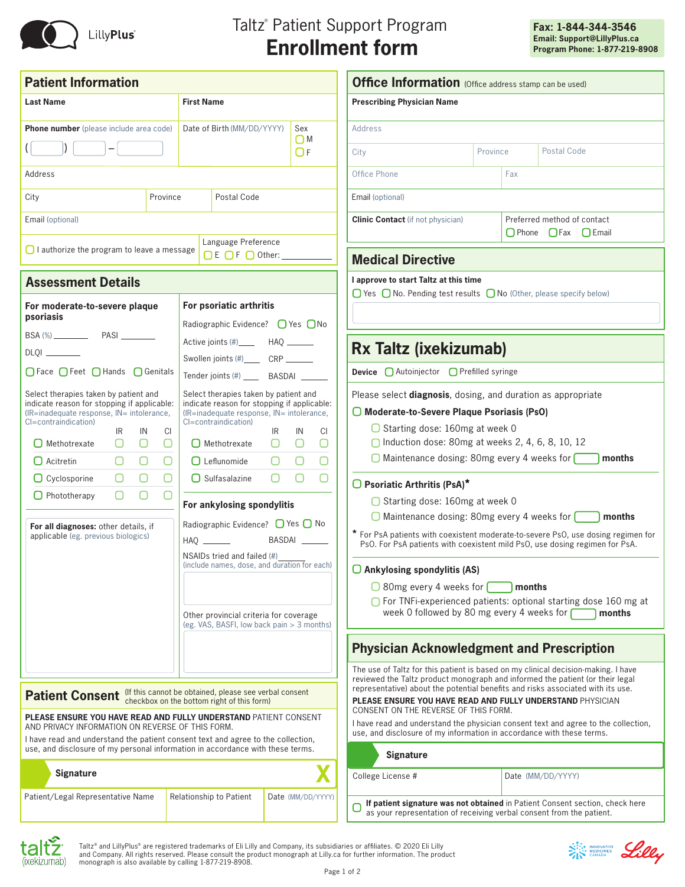LillyPlus

# Taltz® Patient Support Program
# Enrollment form

**Fax: 1-844-344-3546**
**Email: Support@LillyPlus.ca**
**Program Phone: 1-877-219-8908**

## Patient Information

| **Last Name** | **First Name** | |
|---|---|---|
| **Phone number** (please include area code) ( ) – | Date of Birth (MM/DD/YYYY) | Sex ☐ M ☐ F |
| Address | | |
| City | Province | Postal Code |
| Email (optional) | | |
| ☐ I authorize the program to leave a message | Language Preference ☐ E ☐ F ☐ Other: ________ | |

## Assessment Details

### For moderate-to-severe plaque psoriasis

BSA (%) ________ PASI ________

DLQI ________

☐ Face ☐ Feet ☐ Hands ☐ Genitals

Select therapies taken by patient and indicate reason for stopping if applicable: (IR=inadequate response, IN= intolerance, CI=contraindication)

| | IR | IN | CI |
|---|---|---|---|
| ☐ Methotrexate | ☐ | ☐ | ☐ |
| ☐ Acitretin | ☐ | ☐ | ☐ |
| ☐ Cyclosporine | ☐ | ☐ | ☐ |
| ☐ Phototherapy | ☐ | ☐ | ☐ |

**For all diagnoses:** other details, if applicable (eg. previous biologics)

### For psoriatic arthritis

Radiographic Evidence? ☐ Yes ☐ No

Active joints (#) ____ HAQ ______

Swollen joints (#) ____ CRP ______

Tender joints (#) ____ BASDAI ______

Select therapies taken by patient and indicate reason for stopping if applicable: (IR=inadequate response, IN= intolerance, CI=contraindication)

| | IR | IN | CI |
|---|---|---|---|
| ☐ Methotrexate | ☐ | ☐ | ☐ |
| ☐ Leflunomide | ☐ | ☐ | ☐ |
| ☐ Sulfasalazine | ☐ | ☐ | ☐ |

### For ankylosing spondylitis

Radiographic Evidence? ☐ Yes ☐ No

HAQ ______ BASDAI ______

NSAIDs tried and failed (#) ______ (include names, dose, and duration for each)

Other provincial criteria for coverage (eg. VAS, BASFI, low back pain > 3 months)

## Patient Consent

(If this cannot be obtained, please see verbal consent checkbox on the bottom right of this form)

**PLEASE ENSURE YOU HAVE READ AND FULLY UNDERSTAND** PATIENT CONSENT AND PRIVACY INFORMATION ON REVERSE OF THIS FORM.

I have read and understand the patient consent text and agree to the collection, use, and disclosure of my personal information in accordance with these terms.

**Signature** X

| Patient/Legal Representative Name | Relationship to Patient | Date (MM/DD/YYYY) |
|---|---|---|

## Office Information (Office address stamp can be used)

| **Prescribing Physician Name** | | |
|---|---|---|
| Address | | |
| City | Province | Postal Code |
| Office Phone | Fax | |
| Email (optional) | | |
| **Clinic Contact** (if not physician) | Preferred method of contact ☐ Phone ☐ Fax ☐ Email | |

## Medical Directive

**I approve to start Taltz at this time**

☐ Yes ☐ No. Pending test results ☐ No (Other, please specify below)

## Rx Taltz (ixekizumab)

**Device** ☐ Autoinjector ☐ Prefilled syringe

Please select **diagnosis**, dosing, and duration as appropriate

☐ **Moderate-to-Severe Plaque Psoriasis (PsO)**
- ☐ Starting dose: 160mg at week 0
- ☐ Induction dose: 80mg at weeks 2, 4, 6, 8, 10, 12
- ☐ Maintenance dosing: 80mg every 4 weeks for ____ **months**

☐ **Psoriatic Arthritis (PsA)***
- ☐ Starting dose: 160mg at week 0
- ☐ Maintenance dosing: 80mg every 4 weeks for ____ **months**

* For PsA patients with coexistent moderate-to-severe PsO, use dosing regimen for PsO. For PsA patients with coexistent mild PsO, use dosing regimen for PsA.

☐ **Ankylosing spondylitis (AS)**
- ☐ 80mg every 4 weeks for ____ **months**
- ☐ For TNFi-experienced patients: optional starting dose 160 mg at week 0 followed by 80 mg every 4 weeks for ____ **months**

## Physician Acknowledgment and Prescription

The use of Taltz for this patient is based on my clinical decision-making. I have reviewed the Taltz product monograph and informed the patient (or their legal representative) about the potential benefits and risks associated with its use.

**PLEASE ENSURE YOU HAVE READ AND FULLY UNDERSTAND** PHYSICIAN CONSENT ON THE REVERSE OF THIS FORM.

I have read and understand the physician consent text and agree to the collection, use, and disclosure of my information in accordance with these terms.

**Signature**

| College License # | Date (MM/DD/YYYY) |
|---|---|

☐ **If patient signature was not obtained** in Patient Consent section, check here as your representation of receiving verbal consent from the patient.

taltz (ixekizumab)

Taltz® and LillyPlus® are registered trademarks of Eli Lilly and Company, its subsidiaries or affiliates. © 2020 Eli Lilly and Company. All rights reserved. Please consult the product monograph at Lilly.ca for further information. The product monograph is also available by calling 1-877-219-8908.

Innovative Medicines Canada · Lilly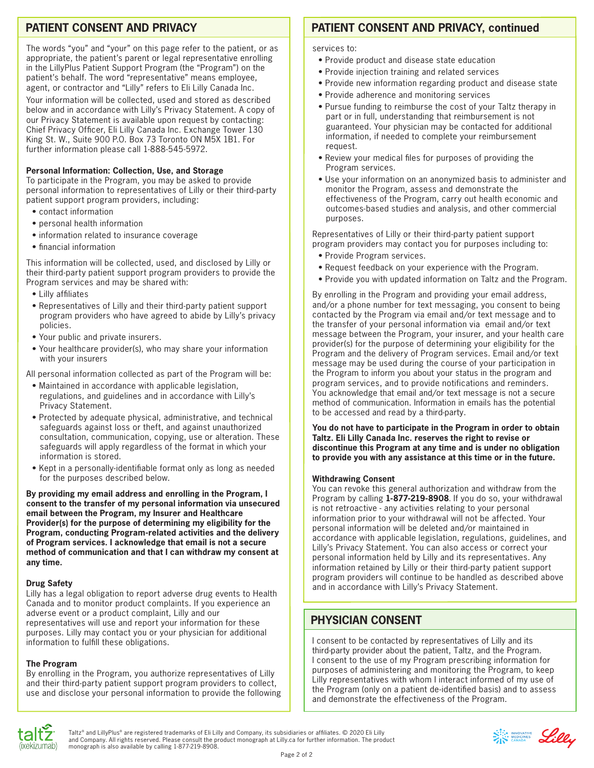## PATIENT CONSENT AND PRIVACY

The words "you" and "your" on this page refer to the patient, or as appropriate, the patient's parent or legal representative enrolling in the LillyPlus Patient Support Program (the "Program") on the patient's behalf. The word "representative" means employee, agent, or contractor and "Lilly" refers to Eli Lilly Canada Inc.

Your information will be collected, used and stored as described below and in accordance with Lilly's Privacy Statement. A copy of our Privacy Statement is available upon request by contacting: Chief Privacy Officer, Eli Lilly Canada Inc. Exchange Tower 130 King St. W., Suite 900 P.O. Box 73 Toronto ON M5X 1B1. For further information please call 1-888-545-5972.

**Personal Information: Collection, Use, and Storage**

To participate in the Program, you may be asked to provide personal information to representatives of Lilly or their third-party patient support program providers, including:

- contact information
- personal health information
- information related to insurance coverage
- financial information

This information will be collected, used, and disclosed by Lilly or their third-party patient support program providers to provide the Program services and may be shared with:

- Lilly affiliates
- Representatives of Lilly and their third-party patient support program providers who have agreed to abide by Lilly's privacy policies.
- Your public and private insurers.
- Your healthcare provider(s), who may share your information with your insurers

All personal information collected as part of the Program will be:

- Maintained in accordance with applicable legislation, regulations, and guidelines and in accordance with Lilly's Privacy Statement.
- Protected by adequate physical, administrative, and technical safeguards against loss or theft, and against unauthorized consultation, communication, copying, use or alteration. These safeguards will apply regardless of the format in which your information is stored.
- Kept in a personally-identifiable format only as long as needed for the purposes described below.

**By providing my email address and enrolling in the Program, I consent to the transfer of my personal information via unsecured email between the Program, my Insurer and Healthcare Provider(s) for the purpose of determining my eligibility for the Program, conducting Program-related activities and the delivery of Program services. I acknowledge that email is not a secure method of communication and that I can withdraw my consent at any time.**

**Drug Safety**

Lilly has a legal obligation to report adverse drug events to Health Canada and to monitor product complaints. If you experience an adverse event or a product complaint, Lilly and our representatives will use and report your information for these purposes. Lilly may contact you or your physician for additional information to fulfill these obligations.

**The Program**

By enrolling in the Program, you authorize representatives of Lilly and their third-party patient support program providers to collect, use and disclose your personal information to provide the following services to:

- Provide product and disease state education
- Provide injection training and related services
- Provide new information regarding product and disease state
- Provide adherence and monitoring services
- Pursue funding to reimburse the cost of your Taltz therapy in part or in full, understanding that reimbursement is not guaranteed. Your physician may be contacted for additional information, if needed to complete your reimbursement request.
- Review your medical files for purposes of providing the Program services.
- Use your information on an anonymized basis to administer and monitor the Program, assess and demonstrate the effectiveness of the Program, carry out health economic and outcomes-based studies and analysis, and other commercial purposes.

Representatives of Lilly or their third-party patient support program providers may contact you for purposes including to:

- Provide Program services.
- Request feedback on your experience with the Program.
- Provide you with updated information on Taltz and the Program.

By enrolling in the Program and providing your email address, and/or a phone number for text messaging, you consent to being contacted by the Program via email and/or text message and to the transfer of your personal information via email and/or text message between the Program, your insurer, and your health care provider(s) for the purpose of determining your eligibility for the Program and the delivery of Program services. Email and/or text message may be used during the course of your participation in the Program to inform you about your status in the program and program services, and to provide notifications and reminders. You acknowledge that email and/or text message is not a secure method of communication. Information in emails has the potential to be accessed and read by a third-party.

**You do not have to participate in the Program in order to obtain Taltz. Eli Lilly Canada Inc. reserves the right to revise or discontinue this Program at any time and is under no obligation to provide you with any assistance at this time or in the future.**

**Withdrawing Consent**

You can revoke this general authorization and withdraw from the Program by calling **1-877-219-8908**. If you do so, your withdrawal is not retroactive - any activities relating to your personal information prior to your withdrawal will not be affected. Your personal information will be deleted and/or maintained in accordance with applicable legislation, regulations, guidelines, and Lilly's Privacy Statement. You can also access or correct your personal information held by Lilly and its representatives. Any information retained by Lilly or their third-party patient support program providers will continue to be handled as described above and in accordance with Lilly's Privacy Statement.

## PHYSICIAN CONSENT

I consent to be contacted by representatives of Lilly and its third-party provider about the patient, Taltz, and the Program. I consent to the use of my Program prescribing information for purposes of administering and monitoring the Program, to keep Lilly representatives with whom I interact informed of my use of the Program (only on a patient de-identified basis) and to assess and demonstrate the effectiveness of the Program.

taltz (ixekizumab)

Taltz® and LillyPlus® are registered trademarks of Eli Lilly and Company, its subsidiaries or affiliates. © 2020 Eli Lilly and Company. All rights reserved. Please consult the product monograph at Lilly.ca for further information. The product monograph is also available by calling 1-877-219-8908.

INNOVATIVE MEDICINES CANADA

Lilly